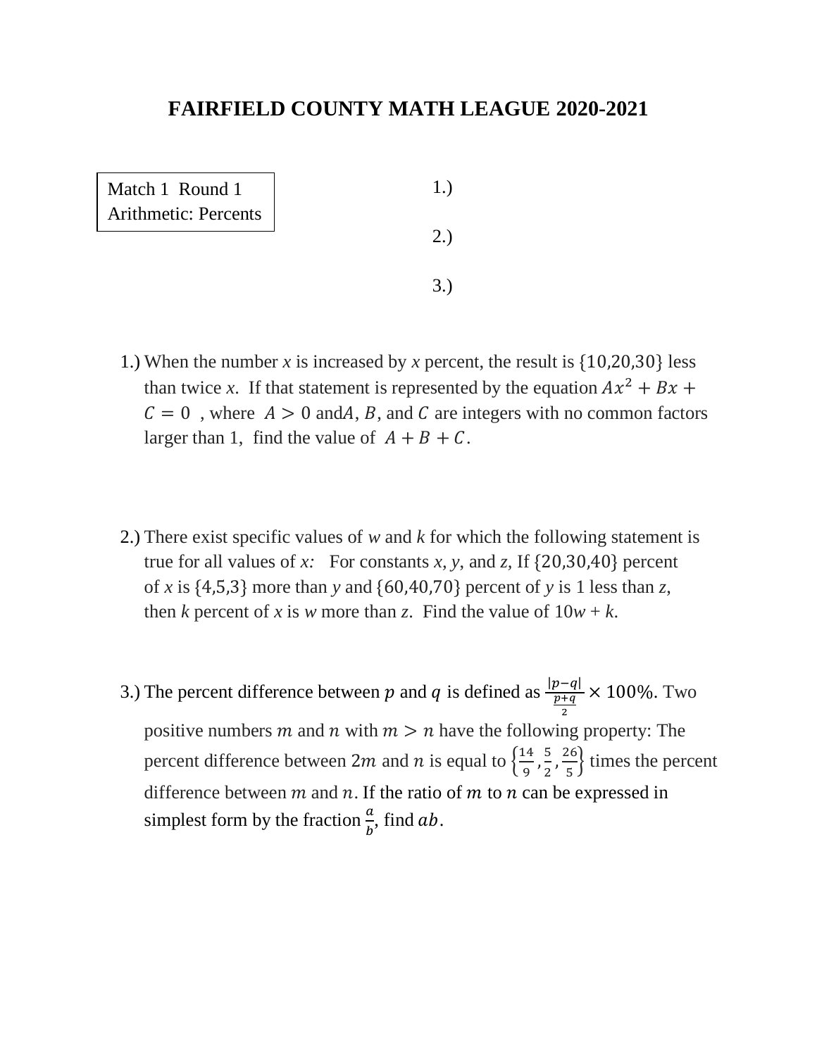# FAIRFIELD COUNTY MATH LEAGUE 2020-2021

Match 1 Round 1
Arithmetic: Percents

1.)

2.)

3.)

1.) When the number *x* is increased by *x* percent, the result is $\{10,20,30\}$ less than twice *x*. If that statement is represented by the equation $Ax^2 + Bx + C = 0$, where $A > 0$ and $A$, $B$, and $C$ are integers with no common factors larger than 1, find the value of $A + B + C$.

2.) There exist specific values of *w* and *k* for which the following statement is true for all values of *x:* For constants *x, y*, and *z,* If $\{20,30,40\}$ percent of *x* is $\{4,5,3\}$ more than *y* and $\{60,40,70\}$ percent of *y* is 1 less than *z*, then *k* percent of *x* is *w* more than *z*. Find the value of 10*w* + *k*.

3.) The percent difference between $p$ and $q$ is defined as $\frac{|p-q|}{\frac{p+q}{2}} \times 100\%$. Two positive numbers $m$ and $n$ with $m > n$ have the following property: The percent difference between $2m$ and $n$ is equal to $\left\{\frac{14}{9}, \frac{5}{2}, \frac{26}{5}\right\}$ times the percent difference between $m$ and $n$. If the ratio of $m$ to $n$ can be expressed in simplest form by the fraction $\frac{a}{b}$, find $ab$.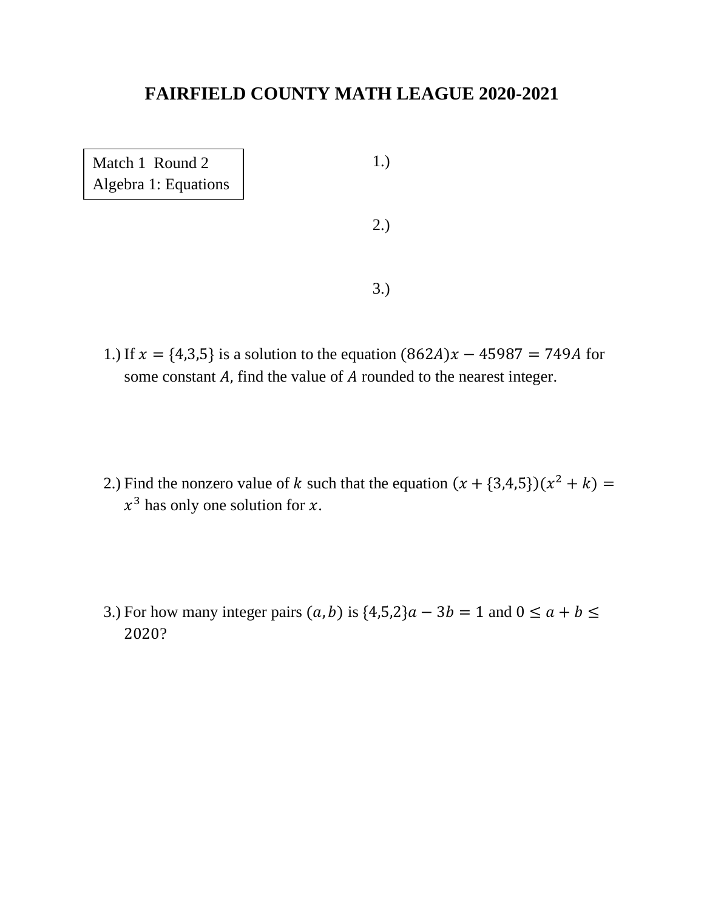# FAIRFIELD COUNTY MATH LEAGUE 2020-2021

Match 1 Round 2
Algebra 1: Equations

1.)

2.)

3.)

1.) If $x = \{4,3,5\}$ is a solution to the equation $(862A)x - 45987 = 749A$ for some constant $A$, find the value of $A$ rounded to the nearest integer.

2.) Find the nonzero value of $k$ such that the equation $(x + \{3,4,5\})(x^2 + k) = x^3$ has only one solution for $x$.

3.) For how many integer pairs $(a, b)$ is $\{4,5,2\}a - 3b = 1$ and $0 \leq a + b \leq 2020$?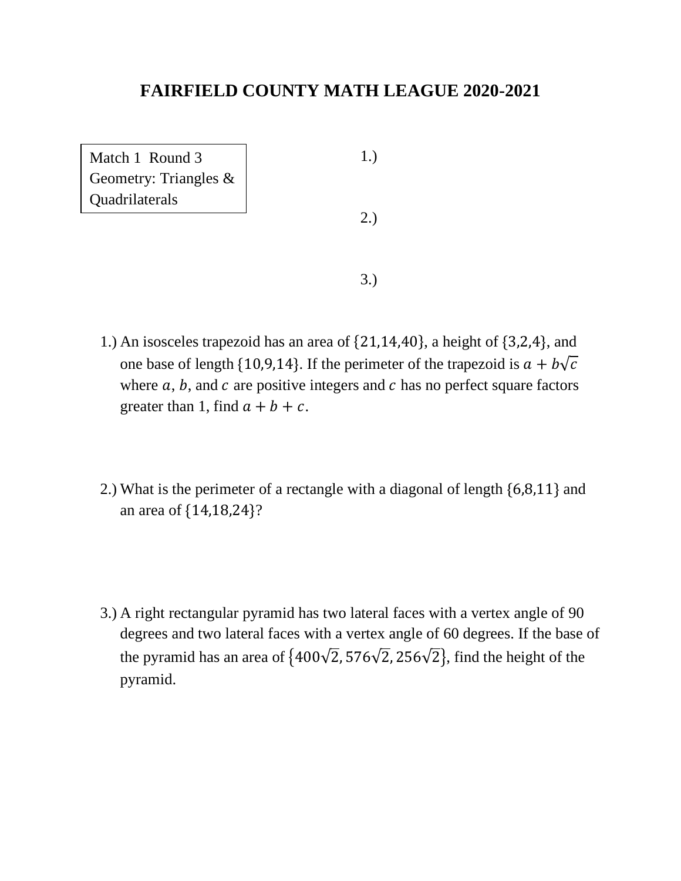# FAIRFIELD COUNTY MATH LEAGUE 2020-2021

Match 1 Round 3
Geometry: Triangles & Quadrilaterals

1.)

2.)

3.)

1.) An isosceles trapezoid has an area of $\{21,14,40\}$, a height of $\{3,2,4\}$, and one base of length $\{10,9,14\}$. If the perimeter of the trapezoid is $a + b\sqrt{c}$ where $a$, $b$, and $c$ are positive integers and $c$ has no perfect square factors greater than 1, find $a + b + c$.

2.) What is the perimeter of a rectangle with a diagonal of length $\{6,8,11\}$ and an area of $\{14,18,24\}$?

3.) A right rectangular pyramid has two lateral faces with a vertex angle of 90 degrees and two lateral faces with a vertex angle of 60 degrees. If the base of the pyramid has an area of $\{400\sqrt{2}, 576\sqrt{2}, 256\sqrt{2}\}$, find the height of the pyramid.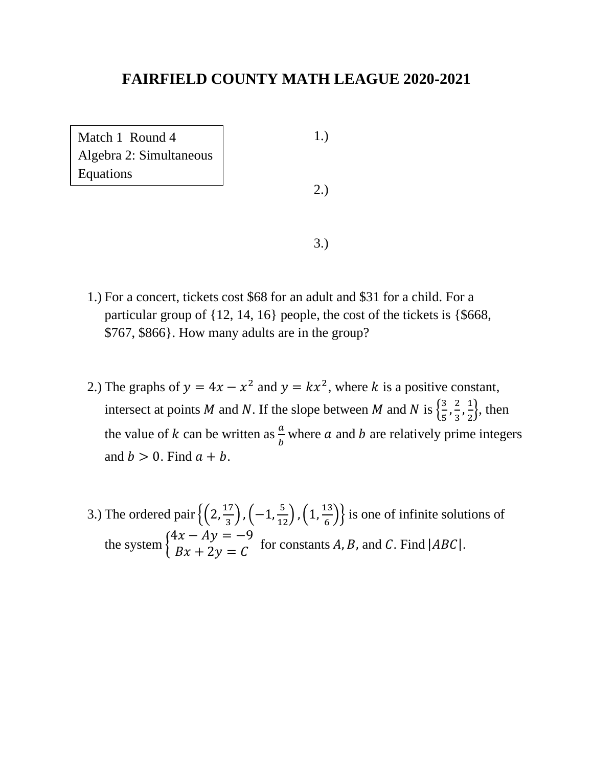# FAIRFIELD COUNTY MATH LEAGUE 2020-2021

| Match 1 Round 4 Algebra 2: Simultaneous Equations |
|---|

1.)

2.)

3.)

1.) For a concert, tickets cost \$68 for an adult and \$31 for a child. For a particular group of {12, 14, 16} people, the cost of the tickets is {\$668, \$767, \$866}. How many adults are in the group?

2.) The graphs of $y = 4x - x^2$ and $y = kx^2$, where $k$ is a positive constant, intersect at points $M$ and $N$. If the slope between $M$ and $N$ is $\left\{\frac{3}{5}, \frac{2}{3}, \frac{1}{2}\right\}$, then the value of $k$ can be written as $\frac{a}{b}$ where $a$ and $b$ are relatively prime integers and $b > 0$. Find $a + b$.

3.) The ordered pair $\left\{\left(2, \frac{17}{3}\right), \left(-1, \frac{5}{12}\right), \left(1, \frac{13}{6}\right)\right\}$ is one of infinite solutions of the system $\begin{cases} 4x - Ay = -9 \\ Bx + 2y = C \end{cases}$ for constants $A, B,$ and $C$. Find $|ABC|$.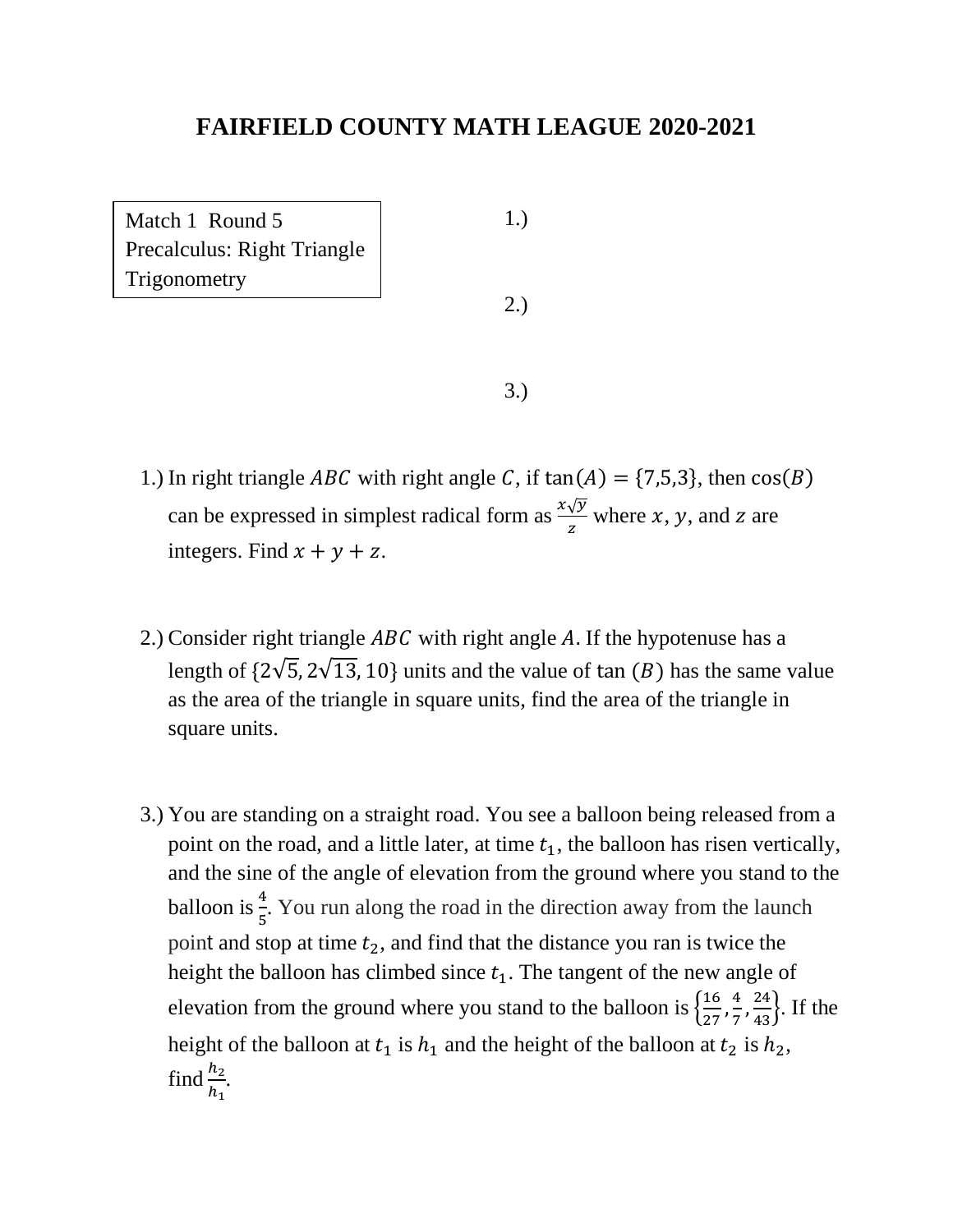# FAIRFIELD COUNTY MATH LEAGUE 2020-2021

| Match 1 Round 5 Precalculus: Right Triangle Trigonometry |
|---|

1.)

2.)

3.)

1.) In right triangle $ABC$ with right angle $C$, if $\tan(A) = \{7,5,3\}$, then $\cos(B)$ can be expressed in simplest radical form as $\frac{x\sqrt{y}}{z}$ where $x$, $y$, and $z$ are integers. Find $x + y + z$.

2.) Consider right triangle $ABC$ with right angle $A$. If the hypotenuse has a length of $\{2\sqrt{5}, 2\sqrt{13}, 10\}$ units and the value of $\tan(B)$ has the same value as the area of the triangle in square units, find the area of the triangle in square units.

3.) You are standing on a straight road. You see a balloon being released from a point on the road, and a little later, at time $t_1$, the balloon has risen vertically, and the sine of the angle of elevation from the ground where you stand to the balloon is $\frac{4}{5}$. You run along the road in the direction away from the launch point and stop at time $t_2$, and find that the distance you ran is twice the height the balloon has climbed since $t_1$. The tangent of the new angle of elevation from the ground where you stand to the balloon is $\left\{\frac{16}{27}, \frac{4}{7}, \frac{24}{43}\right\}$. If the height of the balloon at $t_1$ is $h_1$ and the height of the balloon at $t_2$ is $h_2$, find $\frac{h_2}{h_1}$.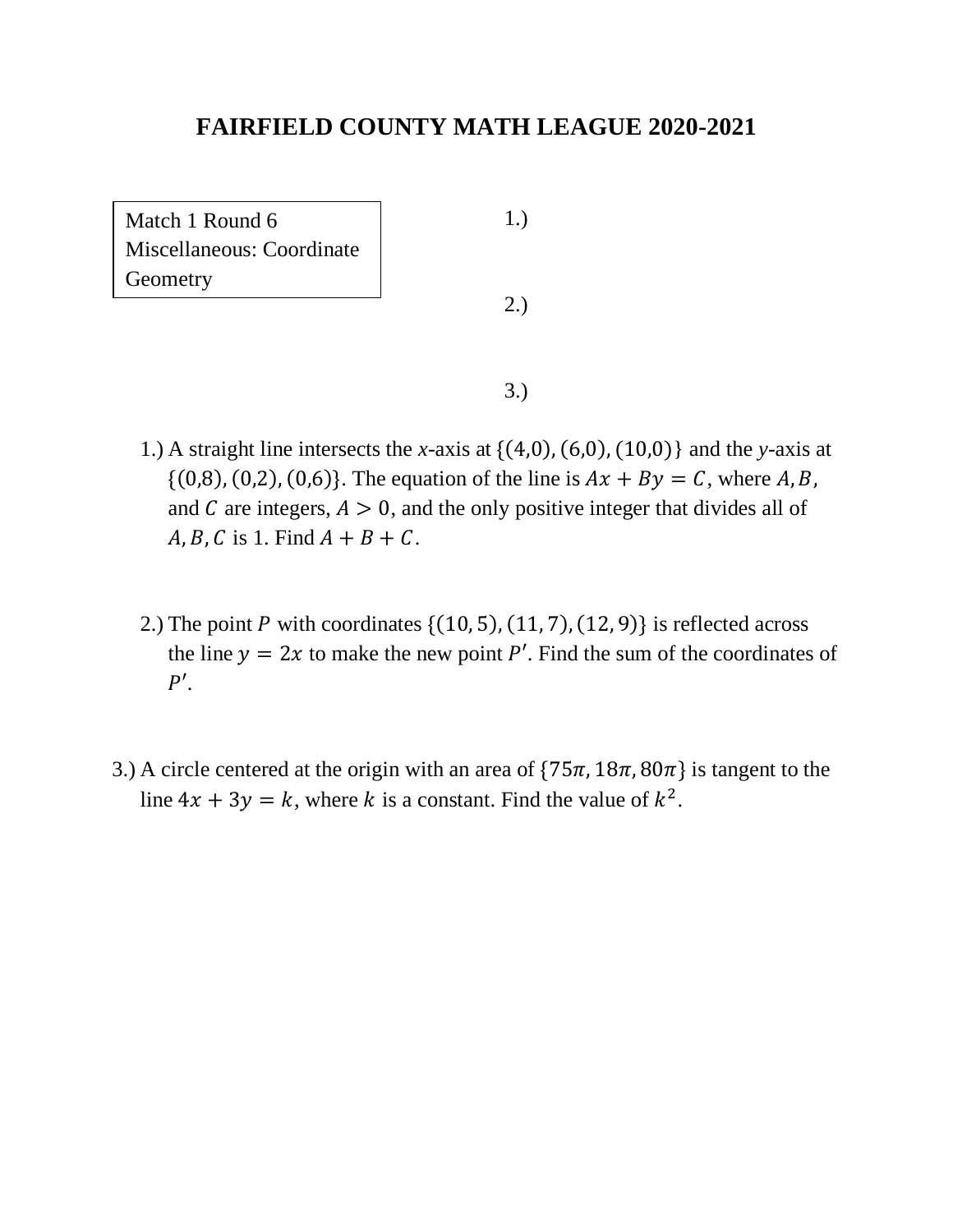# FAIRFIELD COUNTY MATH LEAGUE 2020-2021

Match 1 Round 6
Miscellaneous: Coordinate Geometry

1.)

2.)

3.)

1.) A straight line intersects the *x*-axis at $\{(4,0), (6,0), (10,0)\}$ and the *y*-axis at $\{(0,8), (0,2), (0,6)\}$. The equation of the line is $Ax + By = C$, where $A, B$, and $C$ are integers, $A > 0$, and the only positive integer that divides all of $A, B, C$ is 1. Find $A + B + C$.

2.) The point $P$ with coordinates $\{(10, 5), (11, 7), (12, 9)\}$ is reflected across the line $y = 2x$ to make the new point $P'$. Find the sum of the coordinates of $P'$.

3.) A circle centered at the origin with an area of $\{75\pi, 18\pi, 80\pi\}$ is tangent to the line $4x + 3y = k$, where $k$ is a constant. Find the value of $k^2$.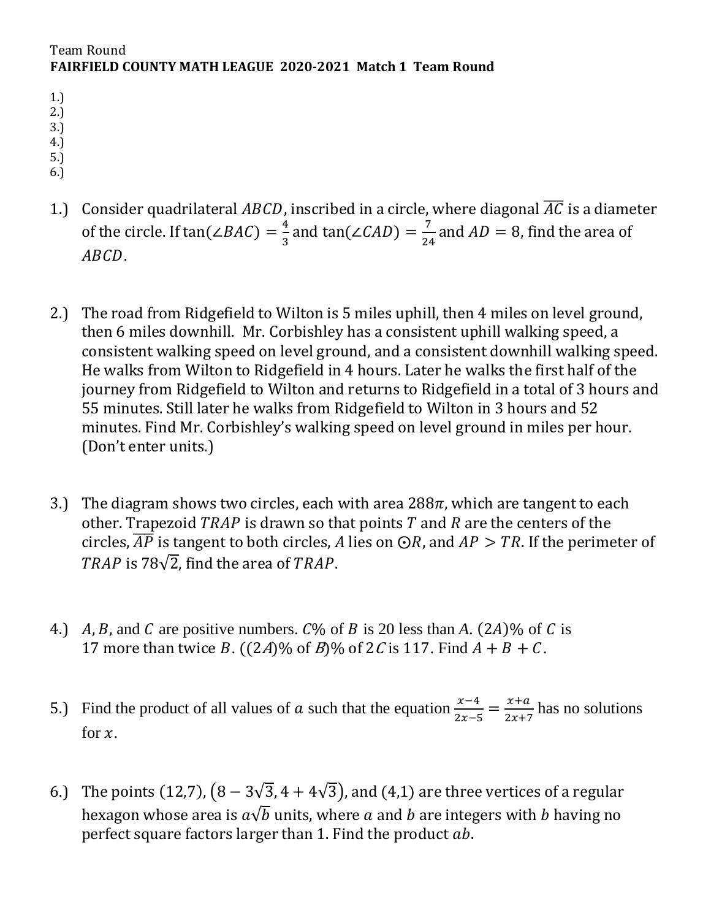Team Round

**FAIRFIELD COUNTY MATH LEAGUE 2020-2021 Match 1 Team Round**

1.)
2.)
3.)
4.)
5.)
6.)

1.) Consider quadrilateral $ABCD$, inscribed in a circle, where diagonal $\overline{AC}$ is a diameter of the circle. If $\tan(\angle BAC) = \frac{4}{3}$ and $\tan(\angle CAD) = \frac{7}{24}$ and $AD = 8$, find the area of $ABCD$.

2.) The road from Ridgefield to Wilton is 5 miles uphill, then 4 miles on level ground, then 6 miles downhill. Mr. Corbishley has a consistent uphill walking speed, a consistent walking speed on level ground, and a consistent downhill walking speed. He walks from Wilton to Ridgefield in 4 hours. Later he walks the first half of the journey from Ridgefield to Wilton and returns to Ridgefield in a total of 3 hours and 55 minutes. Still later he walks from Ridgefield to Wilton in 3 hours and 52 minutes. Find Mr. Corbishley's walking speed on level ground in miles per hour. (Don't enter units.)

3.) The diagram shows two circles, each with area $288\pi$, which are tangent to each other. Trapezoid $TRAP$ is drawn so that points $T$ and $R$ are the centers of the circles, $\overline{AP}$ is tangent to both circles, $A$ lies on $\odot R$, and $AP > TR$. If the perimeter of $TRAP$ is $78\sqrt{2}$, find the area of $TRAP$.

4.) $A$, $B$, and $C$ are positive numbers. $C$% of $B$ is 20 less than $A$. $(2A)$% of $C$ is 17 more than twice $B$. $((2A)$% of $B)$% of $2C$ is 117. Find $A + B + C$.

5.) Find the product of all values of $a$ such that the equation $\frac{x-4}{2x-5} = \frac{x+a}{2x+7}$ has no solutions for $x$.

6.) The points $(12,7)$, $(8 - 3\sqrt{3}, 4 + 4\sqrt{3})$, and $(4,1)$ are three vertices of a regular hexagon whose area is $a\sqrt{b}$ units, where $a$ and $b$ are integers with $b$ having no perfect square factors larger than 1. Find the product $ab$.